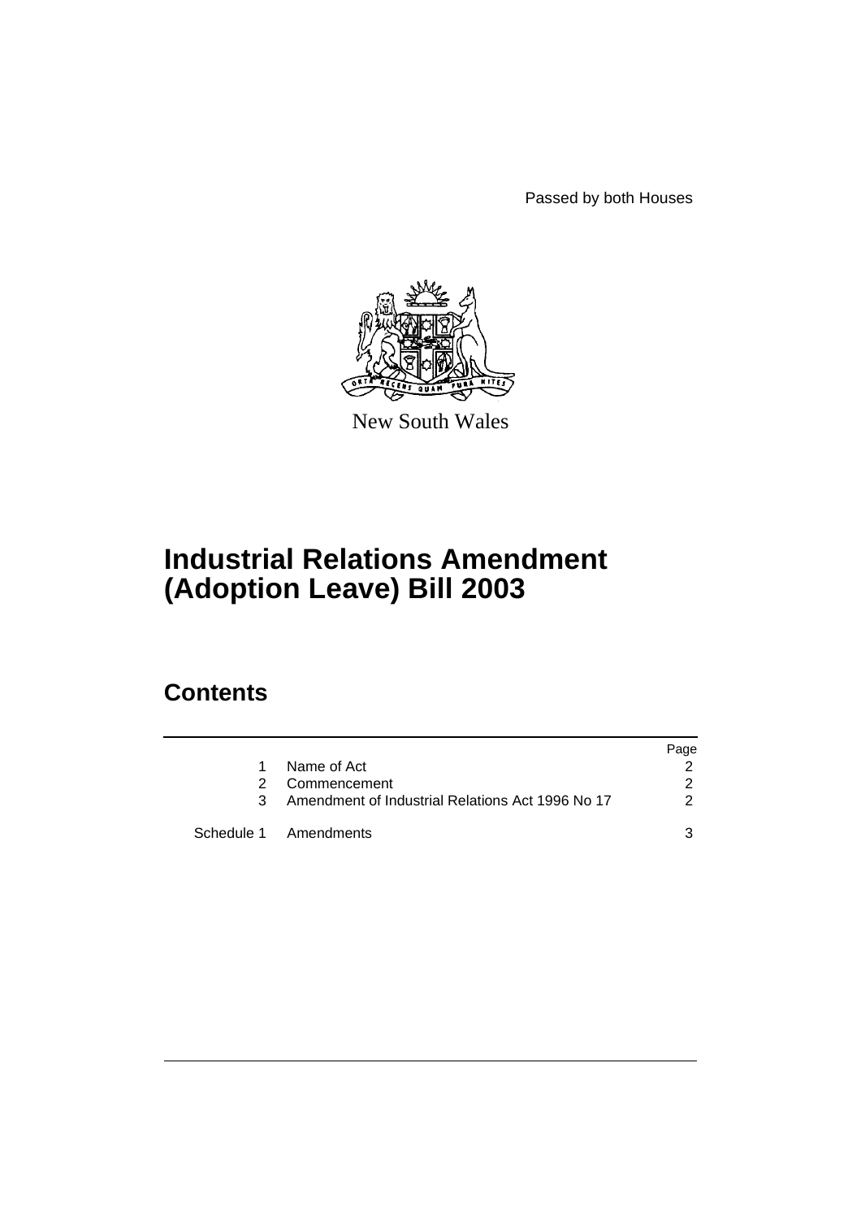Passed by both Houses

New South Wales

# Industrial Relations Amendment (Adoption Leave) Bill 2003

## Contents

| | | Page |
|---|---|---|
| 1 | Name of Act | 2 |
| 2 | Commencement | 2 |
| 3 | Amendment of Industrial Relations Act 1996 No 17 | 2 |
| Schedule 1 | Amendments | 3 |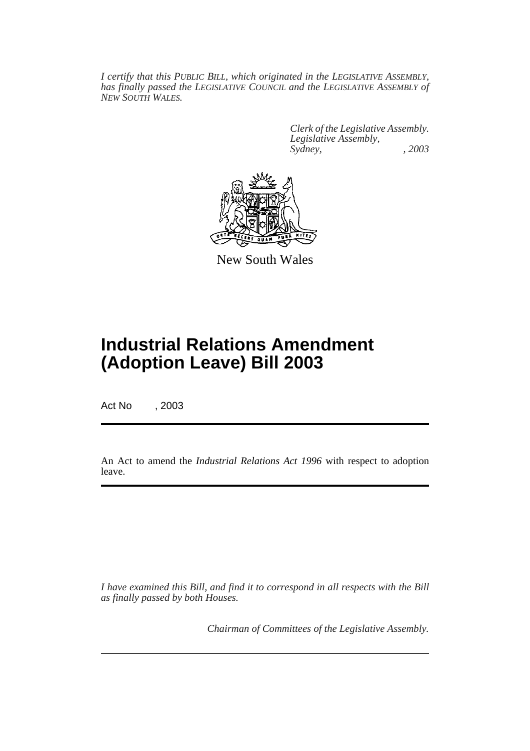*I certify that this PUBLIC BILL, which originated in the LEGISLATIVE ASSEMBLY, has finally passed the LEGISLATIVE COUNCIL and the LEGISLATIVE ASSEMBLY of NEW SOUTH WALES.*

*Clerk of the Legislative Assembly.*
*Legislative Assembly,*
*Sydney, , 2003*

New South Wales

# Industrial Relations Amendment (Adoption Leave) Bill 2003

Act No , 2003

An Act to amend the *Industrial Relations Act 1996* with respect to adoption leave.

*I have examined this Bill, and find it to correspond in all respects with the Bill as finally passed by both Houses.*

*Chairman of Committees of the Legislative Assembly.*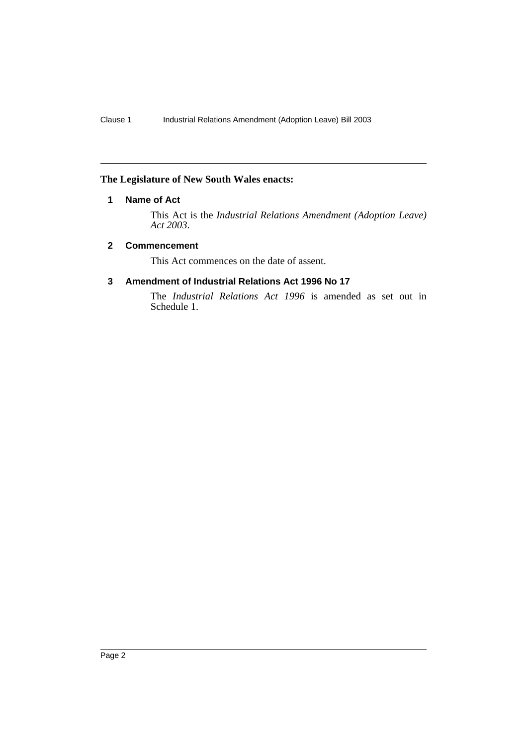**The Legislature of New South Wales enacts:**

## 1 Name of Act

This Act is the *Industrial Relations Amendment (Adoption Leave) Act 2003*.

## 2 Commencement

This Act commences on the date of assent.

## 3 Amendment of Industrial Relations Act 1996 No 17

The *Industrial Relations Act 1996* is amended as set out in Schedule 1.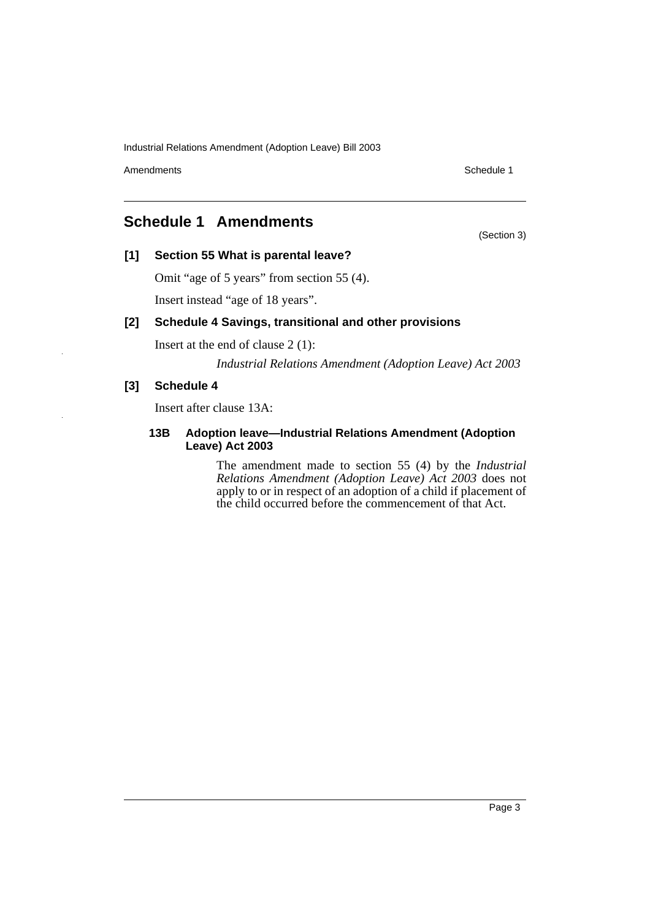# Schedule 1 Amendments

(Section 3)

### [1] Section 55 What is parental leave?

Omit “age of 5 years” from section 55 (4).

Insert instead “age of 18 years”.

### [2] Schedule 4 Savings, transitional and other provisions

Insert at the end of clause 2 (1):

*Industrial Relations Amendment (Adoption Leave) Act 2003*

### [3] Schedule 4

Insert after clause 13A:

#### 13B Adoption leave—Industrial Relations Amendment (Adoption Leave) Act 2003

The amendment made to section 55 (4) by the *Industrial Relations Amendment (Adoption Leave) Act 2003* does not apply to or in respect of an adoption of a child if placement of the child occurred before the commencement of that Act.